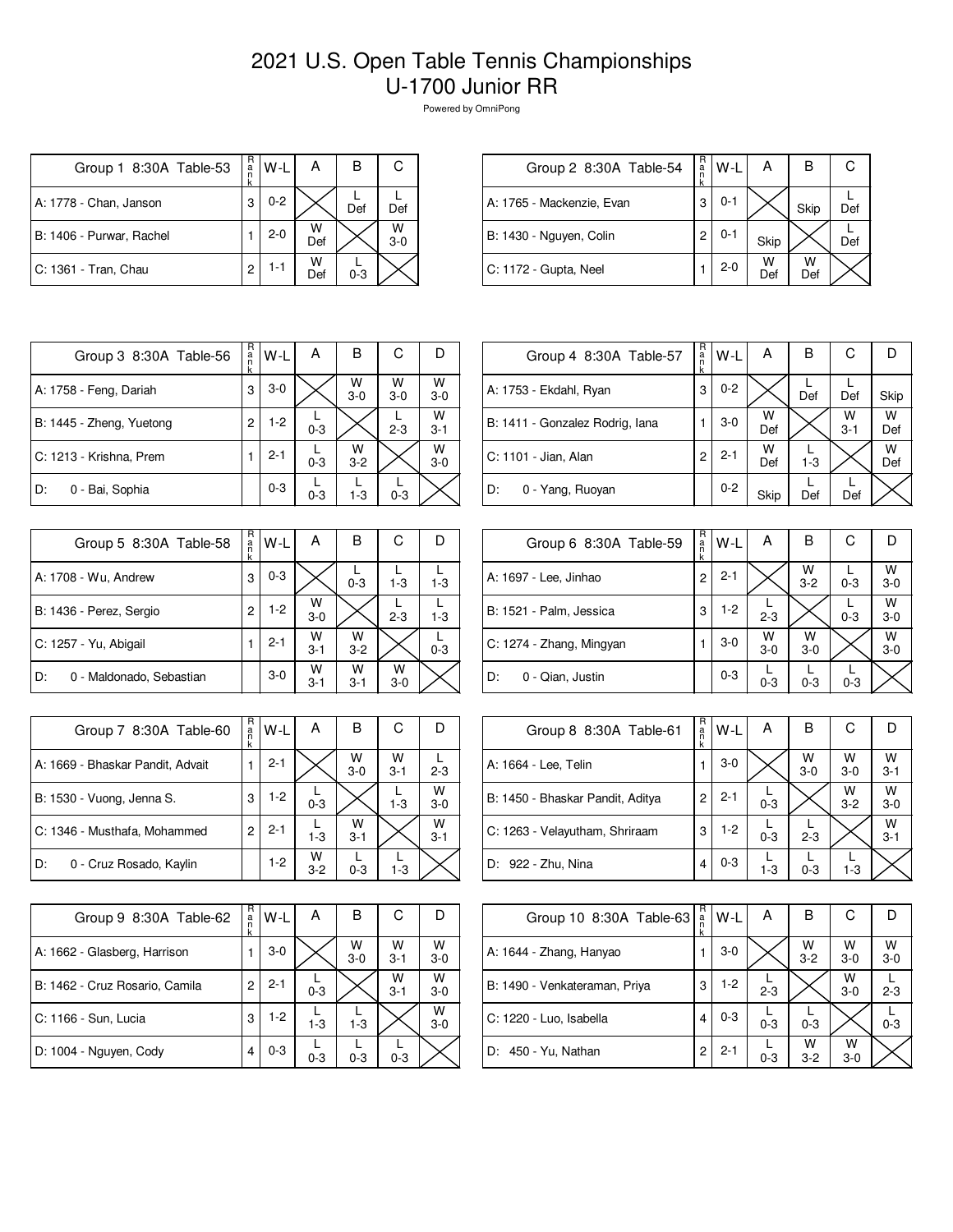# 2021 U.S. Open Table Tennis Championships
## U-1700 Junior RR

Powered by OmniPong

| Group 1 8:30A Table-53 | Rank | W-L | A | B | C |
|---|---|---|---|---|---|
| A: 1778 - Chan, Janson | 3 | 0-2 | | L Def | L Def |
| B: 1406 - Purwar, Rachel | 1 | 2-0 | W Def | | W 3-0 |
| C: 1361 - Tran, Chau | 2 | 1-1 | W Def | L 0-3 | |

| Group 2 8:30A Table-54 | Rank | W-L | A | B | C |
|---|---|---|---|---|---|
| A: 1765 - Mackenzie, Evan | 3 | 0-1 | | Skip | L Def |
| B: 1430 - Nguyen, Colin | 2 | 0-1 | Skip | | L Def |
| C: 1172 - Gupta, Neel | 1 | 2-0 | W Def | W Def | |

| Group 3 8:30A Table-56 | Rank | W-L | A | B | C | D |
|---|---|---|---|---|---|---|
| A: 1758 - Feng, Dariah | 3 | 3-0 | | W 3-0 | W 3-0 | W 3-0 |
| B: 1445 - Zheng, Yuetong | 2 | 1-2 | L 0-3 | | L 2-3 | W 3-1 |
| C: 1213 - Krishna, Prem | 1 | 2-1 | L 0-3 | W 3-2 | | W 3-0 |
| D: 0 - Bai, Sophia | | 0-3 | L 0-3 | L 1-3 | L 0-3 | |

| Group 4 8:30A Table-57 | Rank | W-L | A | B | C | D |
|---|---|---|---|---|---|---|
| A: 1753 - Ekdahl, Ryan | 3 | 0-2 | | L Def | L Def | Skip |
| B: 1411 - Gonzalez Rodrig, Iana | 1 | 3-0 | W Def | | W 3-1 | W Def |
| C: 1101 - Jian, Alan | 2 | 2-1 | W Def | L 1-3 | | W Def |
| D: 0 - Yang, Ruoyan | | 0-2 | Skip | L Def | L Def | |

| Group 5 8:30A Table-58 | Rank | W-L | A | B | C | D |
|---|---|---|---|---|---|---|
| A: 1708 - Wu, Andrew | 3 | 0-3 | | L 0-3 | L 1-3 | L 1-3 |
| B: 1436 - Perez, Sergio | 2 | 1-2 | W 3-0 | | L 2-3 | L 1-3 |
| C: 1257 - Yu, Abigail | 1 | 2-1 | W 3-1 | W 3-2 | | L 0-3 |
| D: 0 - Maldonado, Sebastian | | 3-0 | W 3-1 | W 3-1 | W 3-0 | |

| Group 6 8:30A Table-59 | Rank | W-L | A | B | C | D |
|---|---|---|---|---|---|---|
| A: 1697 - Lee, Jinhao | 2 | 2-1 | | W 3-2 | L 0-3 | W 3-0 |
| B: 1521 - Palm, Jessica | 3 | 1-2 | L 2-3 | | L 0-3 | W 3-0 |
| C: 1274 - Zhang, Mingyan | 1 | 3-0 | W 3-0 | W 3-0 | | W 3-0 |
| D: 0 - Qian, Justin | | 0-3 | L 0-3 | L 0-3 | L 0-3 | |

| Group 7 8:30A Table-60 | Rank | W-L | A | B | C | D |
|---|---|---|---|---|---|---|
| A: 1669 - Bhaskar Pandit, Advait | 1 | 2-1 | | W 3-0 | W 3-1 | L 2-3 |
| B: 1530 - Vuong, Jenna S. | 3 | 1-2 | L 0-3 | | L 1-3 | W 3-0 |
| C: 1346 - Musthafa, Mohammed | 2 | 2-1 | L 1-3 | W 3-1 | | W 3-1 |
| D: 0 - Cruz Rosado, Kaylin | | 1-2 | W 3-2 | L 0-3 | L 1-3 | |

| Group 8 8:30A Table-61 | Rank | W-L | A | B | C | D |
|---|---|---|---|---|---|---|
| A: 1664 - Lee, Telin | 1 | 3-0 | | W 3-0 | W 3-0 | W 3-1 |
| B: 1450 - Bhaskar Pandit, Aditya | 2 | 2-1 | L 0-3 | | W 3-2 | W 3-0 |
| C: 1263 - Velayutham, Shriraam | 3 | 1-2 | L 0-3 | L 2-3 | | W 3-1 |
| D: 922 - Zhu, Nina | 4 | 0-3 | L 1-3 | L 0-3 | L 1-3 | |

| Group 9 8:30A Table-62 | Rank | W-L | A | B | C | D |
|---|---|---|---|---|---|---|
| A: 1662 - Glasberg, Harrison | 1 | 3-0 | | W 3-0 | W 3-1 | W 3-0 |
| B: 1462 - Cruz Rosario, Camila | 2 | 2-1 | L 0-3 | | W 3-1 | W 3-0 |
| C: 1166 - Sun, Lucia | 3 | 1-2 | L 1-3 | L 1-3 | | W 3-0 |
| D: 1004 - Nguyen, Cody | 4 | 0-3 | L 0-3 | L 0-3 | L 0-3 | |

| Group 10 8:30A Table-63 | Rank | W-L | A | B | C | D |
|---|---|---|---|---|---|---|
| A: 1644 - Zhang, Hanyao | 1 | 3-0 | | W 3-2 | W 3-0 | W 3-0 |
| B: 1490 - Venkateraman, Priya | 3 | 1-2 | L 2-3 | | W 3-0 | L 2-3 |
| C: 1220 - Luo, Isabella | 4 | 0-3 | L 0-3 | L 0-3 | | L 0-3 |
| D: 450 - Yu, Nathan | 2 | 2-1 | L 0-3 | W 3-2 | W 3-0 | |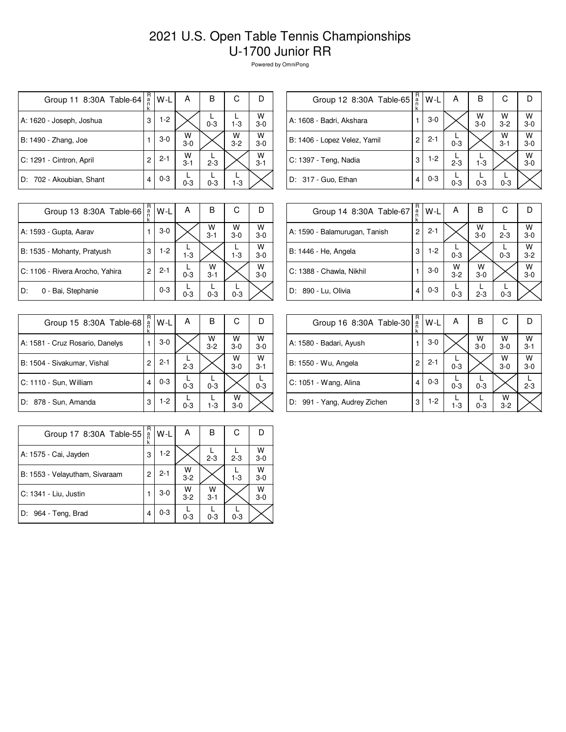# 2021 U.S. Open Table Tennis Championships
# U-1700 Junior RR

Powered by OmniPong

| Group 11 8:30A Table-64 | Rank | W-L | A | B | C | D |
|---|---|---|---|---|---|---|
| A: 1620 - Joseph, Joshua | 3 | 1-2 | | L 0-3 | L 1-3 | W 3-0 |
| B: 1490 - Zhang, Joe | 1 | 3-0 | W 3-0 | | W 3-2 | W 3-0 |
| C: 1291 - Cintron, April | 2 | 2-1 | W 3-1 | L 2-3 | | W 3-1 |
| D: 702 - Akoubian, Shant | 4 | 0-3 | L 0-3 | L 0-3 | L 1-3 | |

| Group 12 8:30A Table-65 | Rank | W-L | A | B | C | D |
|---|---|---|---|---|---|---|
| A: 1608 - Badri, Akshara | 1 | 3-0 | | W 3-0 | W 3-2 | W 3-0 |
| B: 1406 - Lopez Velez, Yamil | 2 | 2-1 | L 0-3 | | W 3-1 | W 3-0 |
| C: 1397 - Teng, Nadia | 3 | 1-2 | L 2-3 | L 1-3 | | W 3-0 |
| D: 317 - Guo, Ethan | 4 | 0-3 | L 0-3 | L 0-3 | L 0-3 | |

| Group 13 8:30A Table-66 | Rank | W-L | A | B | C | D |
|---|---|---|---|---|---|---|
| A: 1593 - Gupta, Aarav | 1 | 3-0 | | W 3-1 | W 3-0 | W 3-0 |
| B: 1535 - Mohanty, Pratyush | 3 | 1-2 | L 1-3 | | L 1-3 | W 3-0 |
| C: 1106 - Rivera Arocho, Yahira | 2 | 2-1 | L 0-3 | W 3-1 | | W 3-0 |
| D: 0 - Bai, Stephanie | | 0-3 | L 0-3 | L 0-3 | L 0-3 | |

| Group 14 8:30A Table-67 | Rank | W-L | A | B | C | D |
|---|---|---|---|---|---|---|
| A: 1590 - Balamurugan, Tanish | 2 | 2-1 | | W 3-0 | L 2-3 | W 3-0 |
| B: 1446 - He, Angela | 3 | 1-2 | L 0-3 | | L 0-3 | W 3-2 |
| C: 1388 - Chawla, Nikhil | 1 | 3-0 | W 3-2 | W 3-0 | | W 3-0 |
| D: 890 - Lu, Olivia | 4 | 0-3 | L 0-3 | L 2-3 | L 0-3 | |

| Group 15 8:30A Table-68 | Rank | W-L | A | B | C | D |
|---|---|---|---|---|---|---|
| A: 1581 - Cruz Rosario, Danelys | 1 | 3-0 | | W 3-2 | W 3-0 | W 3-0 |
| B: 1504 - Sivakumar, Vishal | 2 | 2-1 | L 2-3 | | W 3-0 | W 3-1 |
| C: 1110 - Sun, William | 4 | 0-3 | L 0-3 | L 0-3 | | L 0-3 |
| D: 878 - Sun, Amanda | 3 | 1-2 | L 0-3 | L 1-3 | W 3-0 | |

| Group 16 8:30A Table-30 | Rank | W-L | A | B | C | D |
|---|---|---|---|---|---|---|
| A: 1580 - Badari, Ayush | 1 | 3-0 | | W 3-0 | W 3-0 | W 3-1 |
| B: 1550 - Wu, Angela | 2 | 2-1 | L 0-3 | | W 3-0 | W 3-0 |
| C: 1051 - Wang, Alina | 4 | 0-3 | L 0-3 | L 0-3 | | L 2-3 |
| D: 991 - Yang, Audrey Zichen | 3 | 1-2 | L 1-3 | L 0-3 | W 3-2 | |

| Group 17 8:30A Table-55 | Rank | W-L | A | B | C | D |
|---|---|---|---|---|---|---|
| A: 1575 - Cai, Jayden | 3 | 1-2 | | L 2-3 | L 2-3 | W 3-0 |
| B: 1553 - Velayutham, Sivaraam | 2 | 2-1 | W 3-2 | | L 1-3 | W 3-0 |
| C: 1341 - Liu, Justin | 1 | 3-0 | W 3-2 | W 3-1 | | W 3-0 |
| D: 964 - Teng, Brad | 4 | 0-3 | L 0-3 | L 0-3 | L 0-3 | |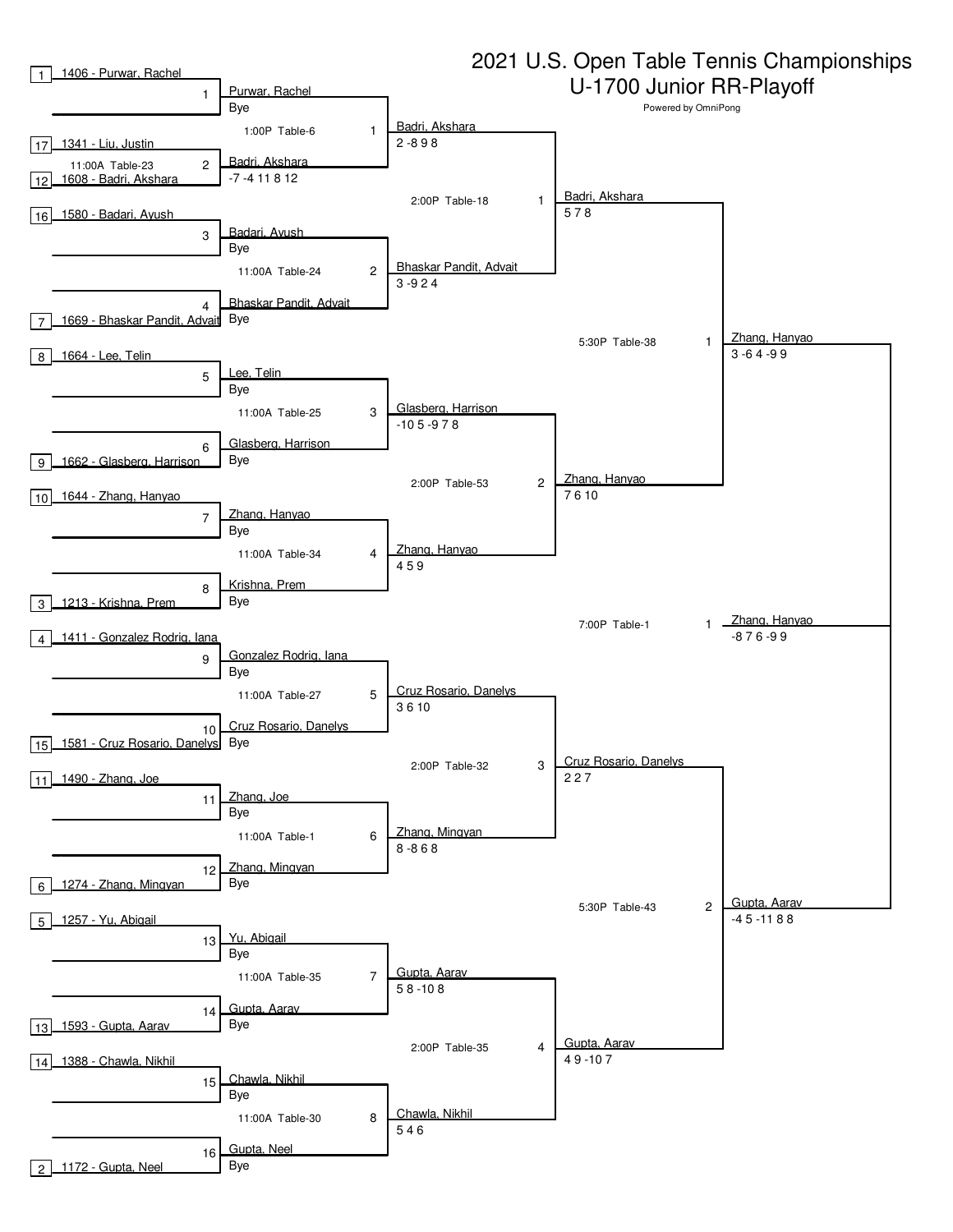# 2021 U.S. Open Table Tennis Championships

## U-1700 Junior RR-Playoff

Powered by OmniPong

### Draw (Seeded Entries)

1 1406 - Purwar, Rachel
17 1341 - Liu, Justin
12 1608 - Badri, Akshara
16 1580 - Badari, Ayush
7 1669 - Bhaskar Pandit, Advait
8 1664 - Lee, Telin
9 1662 - Glasberg, Harrison
10 1644 - Zhang, Hanyao
3 1213 - Krishna, Prem
4 1411 - Gonzalez Rodrig, Iana
15 1581 - Cruz Rosario, Danelys
11 1490 - Zhang, Joe
6 1274 - Zhang, Mingyan
5 1257 - Yu, Abigail
13 1593 - Gupta, Aarav
14 1388 - Chawla, Nikhil
2 1172 - Gupta, Neel

### Round 1

2 — 11:00A Table-23 — Badri, Akshara (-7 -4 11 8 12)

### Round 2

1 — Purwar, Rachel — Bye
2 — Badri, Akshara — -7 -4 11 8 12
3 — Badari, Ayush — Bye
4 — Bhaskar Pandit, Advait — Bye
5 — Lee, Telin — Bye
6 — Glasberg, Harrison — Bye
7 — Zhang, Hanyao — Bye
8 — Krishna, Prem — Bye
9 — Gonzalez Rodrig, Iana — Bye
10 — Cruz Rosario, Danelys — Bye
11 — Zhang, Joe — Bye
12 — Zhang, Mingyan — Bye
13 — Yu, Abigail — Bye
14 — Gupta, Aarav — Bye
15 — Chawla, Nikhil — Bye
16 — Gupta, Neel — Bye

### Round 3

1 — 1:00P Table-6 — Badri, Akshara — 2 -8 9 8
2 — 11:00A Table-24 — Bhaskar Pandit, Advait — 3 -9 2 4
3 — 11:00A Table-25 — Glasberg, Harrison — -10 5 -9 7 8
4 — 11:00A Table-34 — Zhang, Hanyao — 4 5 9
5 — 11:00A Table-27 — Cruz Rosario, Danelys — 3 6 10
6 — 11:00A Table-1 — Zhang, Mingyan — 8 -8 6 8
7 — 11:00A Table-35 — Gupta, Aarav — 5 8 -10 8
8 — 11:00A Table-30 — Chawla, Nikhil — 5 4 6

### Quarterfinals

1 — 2:00P Table-18 — Badri, Akshara — 5 7 8
2 — 2:00P Table-53 — Zhang, Hanyao — 7 6 10
3 — 2:00P Table-32 — Cruz Rosario, Danelys — 2 2 7
4 — 2:00P Table-35 — Gupta, Aarav — 4 9 -10 7

### Semifinals

1 — 5:30P Table-38 — Zhang, Hanyao — 3 -6 4 -9 9
2 — 5:30P Table-43 — Gupta, Aarav — -4 5 -11 8 8

### Final

1 — 7:00P Table-1 — Zhang, Hanyao — -8 7 6 -9 9